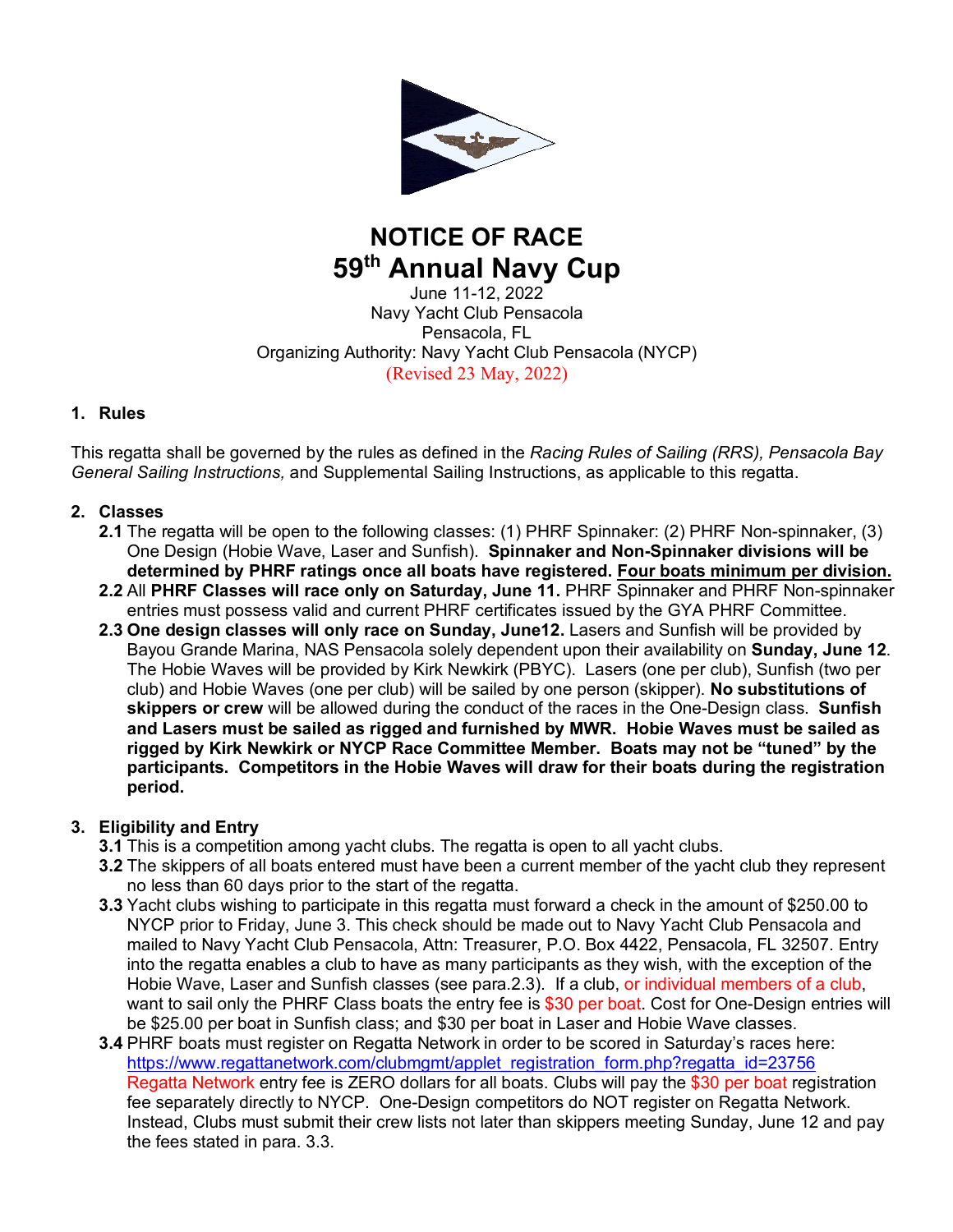# NOTICE OF RACE

# 59th Annual Navy Cup

June 11-12, 2022
Navy Yacht Club Pensacola
Pensacola, FL
Organizing Authority: Navy Yacht Club Pensacola (NYCP)
(Revised 23 May, 2022)

## 1. Rules

This regatta shall be governed by the rules as defined in the *Racing Rules of Sailing (RRS), Pensacola Bay General Sailing Instructions,* and Supplemental Sailing Instructions, as applicable to this regatta.

## 2. Classes

**2.1** The regatta will be open to the following classes: (1) PHRF Spinnaker: (2) PHRF Non-spinnaker, (3) One Design (Hobie Wave, Laser and Sunfish). **Spinnaker and Non-Spinnaker divisions will be determined by PHRF ratings once all boats have registered. Four boats minimum per division.**

**2.2** All **PHRF Classes will race only on Saturday, June 11.** PHRF Spinnaker and PHRF Non-spinnaker entries must possess valid and current PHRF certificates issued by the GYA PHRF Committee.

**2.3 One design classes will only race on Sunday, June12.** Lasers and Sunfish will be provided by Bayou Grande Marina, NAS Pensacola solely dependent upon their availability on **Sunday, June 12**. The Hobie Waves will be provided by Kirk Newkirk (PBYC). Lasers (one per club), Sunfish (two per club) and Hobie Waves (one per club) will be sailed by one person (skipper). **No substitutions of skippers or crew** will be allowed during the conduct of the races in the One-Design class. **Sunfish and Lasers must be sailed as rigged and furnished by MWR. Hobie Waves must be sailed as rigged by Kirk Newkirk or NYCP Race Committee Member. Boats may not be "tuned" by the participants. Competitors in the Hobie Waves will draw for their boats during the registration period.**

## 3. Eligibility and Entry

**3.1** This is a competition among yacht clubs. The regatta is open to all yacht clubs.

**3.2** The skippers of all boats entered must have been a current member of the yacht club they represent no less than 60 days prior to the start of the regatta.

**3.3** Yacht clubs wishing to participate in this regatta must forward a check in the amount of $250.00 to NYCP prior to Friday, June 3. This check should be made out to Navy Yacht Club Pensacola and mailed to Navy Yacht Club Pensacola, Attn: Treasurer, P.O. Box 4422, Pensacola, FL 32507. Entry into the regatta enables a club to have as many participants as they wish, with the exception of the Hobie Wave, Laser and Sunfish classes (see para.2.3). If a club, or individual members of a club, want to sail only the PHRF Class boats the entry fee is $30 per boat. Cost for One-Design entries will be $25.00 per boat in Sunfish class; and $30 per boat in Laser and Hobie Wave classes.

**3.4** PHRF boats must register on Regatta Network in order to be scored in Saturday's races here: https://www.regattanetwork.com/clubmgmt/applet_registration_form.php?regatta_id=23756 Regatta Network entry fee is ZERO dollars for all boats. Clubs will pay the $30 per boat registration fee separately directly to NYCP. One-Design competitors do NOT register on Regatta Network. Instead, Clubs must submit their crew lists not later than skippers meeting Sunday, June 12 and pay the fees stated in para. 3.3.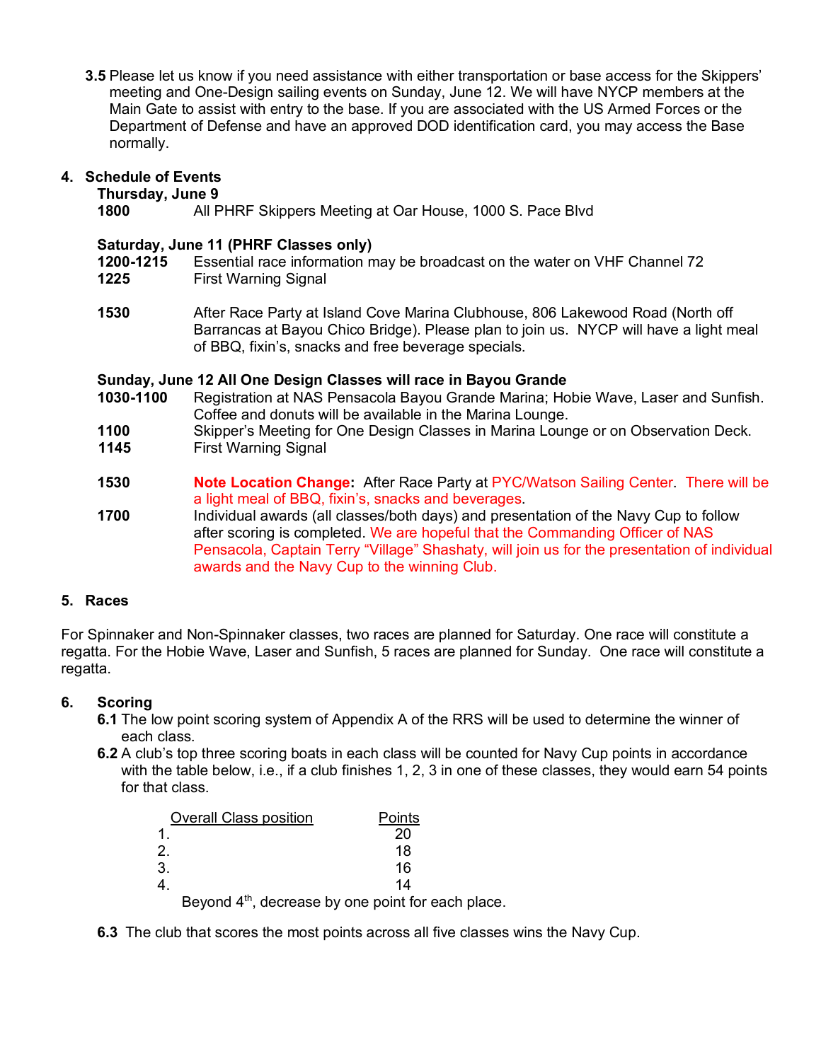**3.5** Please let us know if you need assistance with either transportation or base access for the Skippers' meeting and One-Design sailing events on Sunday, June 12. We will have NYCP members at the Main Gate to assist with entry to the base. If you are associated with the US Armed Forces or the Department of Defense and have an approved DOD identification card, you may access the Base normally.

## 4. Schedule of Events

**Thursday, June 9**

**1800** All PHRF Skippers Meeting at Oar House, 1000 S. Pace Blvd

**Saturday, June 11 (PHRF Classes only)**

**1200-1215** Essential race information may be broadcast on the water on VHF Channel 72

**1225** First Warning Signal

**1530** After Race Party at Island Cove Marina Clubhouse, 806 Lakewood Road (North off Barrancas at Bayou Chico Bridge). Please plan to join us. NYCP will have a light meal of BBQ, fixin's, snacks and free beverage specials.

**Sunday, June 12 All One Design Classes will race in Bayou Grande**

**1030-1100** Registration at NAS Pensacola Bayou Grande Marina; Hobie Wave, Laser and Sunfish. Coffee and donuts will be available in the Marina Lounge.

**1100** Skipper's Meeting for One Design Classes in Marina Lounge or on Observation Deck.

**1145** First Warning Signal

**1530** **Note Location Change:** After Race Party at PYC/Watson Sailing Center. There will be a light meal of BBQ, fixin's, snacks and beverages.

**1700** Individual awards (all classes/both days) and presentation of the Navy Cup to follow after scoring is completed. We are hopeful that the Commanding Officer of NAS Pensacola, Captain Terry "Village" Shashaty, will join us for the presentation of individual awards and the Navy Cup to the winning Club.

## 5. Races

For Spinnaker and Non-Spinnaker classes, two races are planned for Saturday. One race will constitute a regatta. For the Hobie Wave, Laser and Sunfish, 5 races are planned for Sunday. One race will constitute a regatta.

## 6. Scoring

**6.1** The low point scoring system of Appendix A of the RRS will be used to determine the winner of each class.

**6.2** A club's top three scoring boats in each class will be counted for Navy Cup points in accordance with the table below, i.e., if a club finishes 1, 2, 3 in one of these classes, they would earn 54 points for that class.

| Overall Class position | Points |
|---|---|
| 1. | 20 |
| 2. | 18 |
| 3. | 16 |
| 4. | 14 |

Beyond 4th, decrease by one point for each place.

**6.3** The club that scores the most points across all five classes wins the Navy Cup.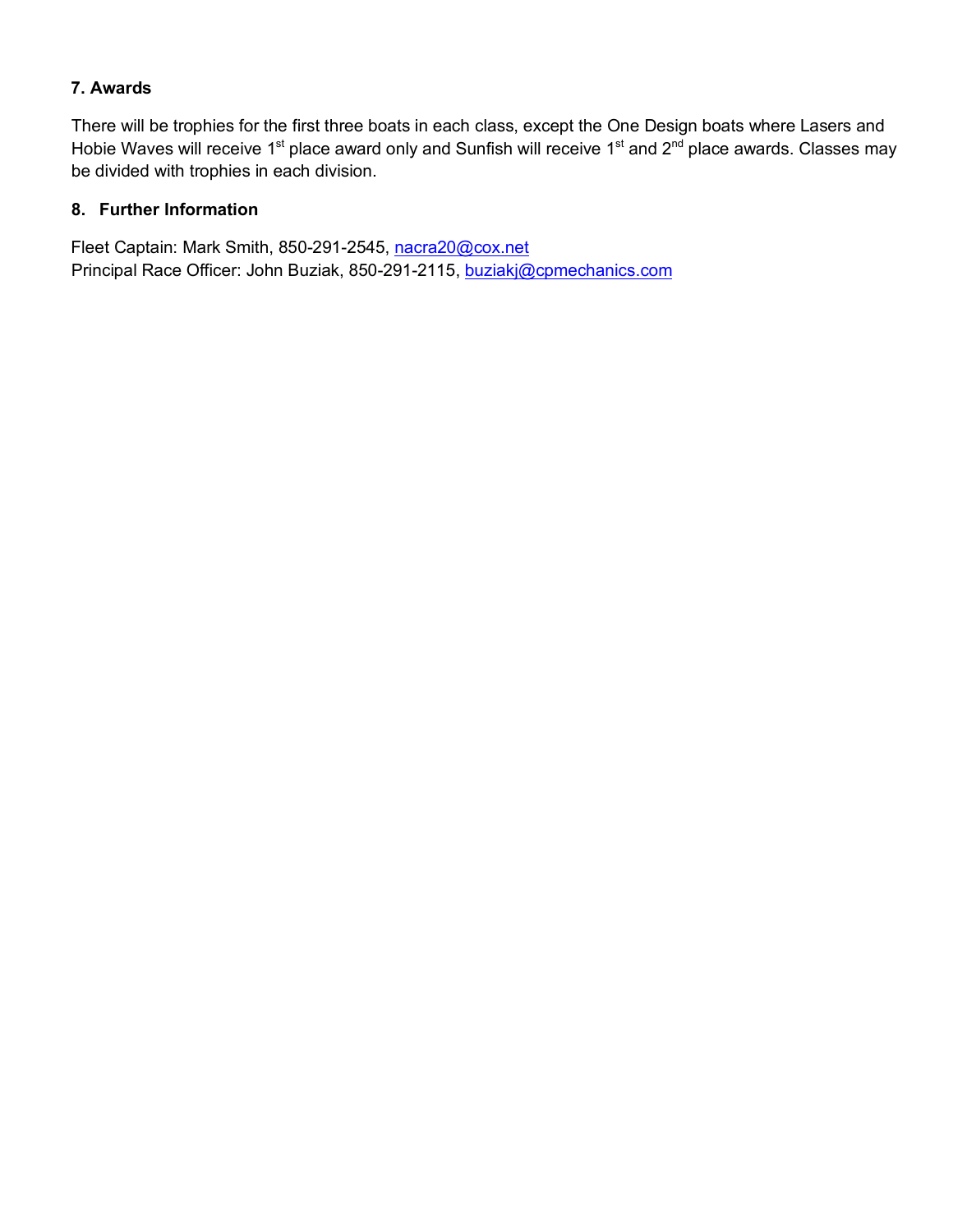### 7. Awards

There will be trophies for the first three boats in each class, except the One Design boats where Lasers and Hobie Waves will receive 1st place award only and Sunfish will receive 1st and 2nd place awards. Classes may be divided with trophies in each division.

### 8. Further Information

Fleet Captain: Mark Smith, 850-291-2545, nacra20@cox.net
Principal Race Officer: John Buziak, 850-291-2115, buziakj@cpmechanics.com